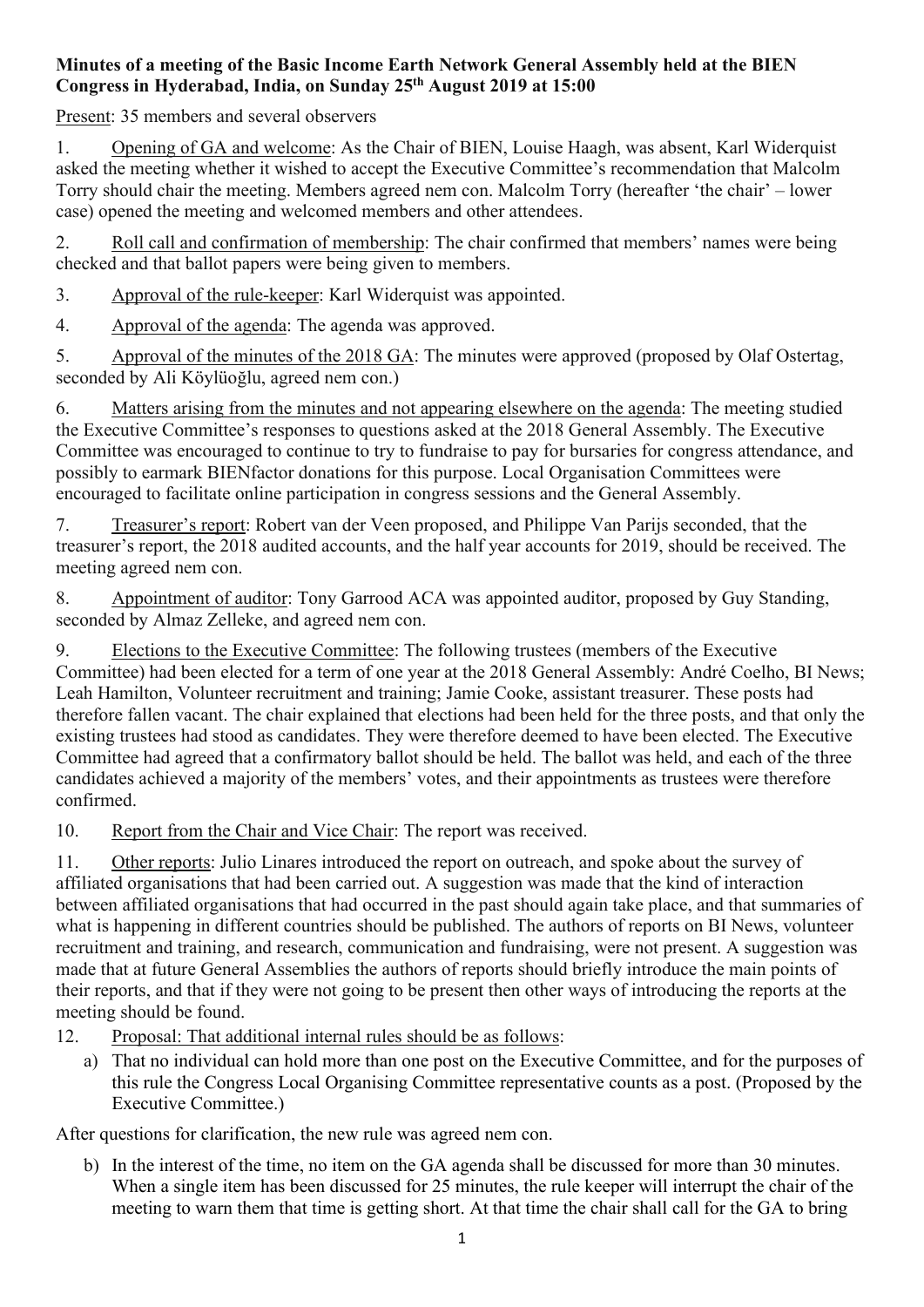**Minutes of a meeting of the Basic Income Earth Network General Assembly held at the BIEN Congress in Hyderabad, India, on Sunday 25th August 2019 at 15:00**

Present: 35 members and several observers

1. Opening of GA and welcome: As the Chair of BIEN, Louise Haagh, was absent, Karl Widerquist asked the meeting whether it wished to accept the Executive Committee's recommendation that Malcolm Torry should chair the meeting. Members agreed nem con. Malcolm Torry (hereafter 'the chair' – lower case) opened the meeting and welcomed members and other attendees.

2. Roll call and confirmation of membership: The chair confirmed that members' names were being checked and that ballot papers were being given to members.

3. Approval of the rule-keeper: Karl Widerquist was appointed.

4. Approval of the agenda: The agenda was approved.

5. Approval of the minutes of the 2018 GA: The minutes were approved (proposed by Olaf Ostertag, seconded by Ali Köylüoğlu, agreed nem con.)

6. Matters arising from the minutes and not appearing elsewhere on the agenda: The meeting studied the Executive Committee's responses to questions asked at the 2018 General Assembly. The Executive Committee was encouraged to continue to try to fundraise to pay for bursaries for congress attendance, and possibly to earmark BIENfactor donations for this purpose. Local Organisation Committees were encouraged to facilitate online participation in congress sessions and the General Assembly.

7. Treasurer's report: Robert van der Veen proposed, and Philippe Van Parijs seconded, that the treasurer's report, the 2018 audited accounts, and the half year accounts for 2019, should be received. The meeting agreed nem con.

8. Appointment of auditor: Tony Garrood ACA was appointed auditor, proposed by Guy Standing, seconded by Almaz Zelleke, and agreed nem con.

9. Elections to the Executive Committee: The following trustees (members of the Executive Committee) had been elected for a term of one year at the 2018 General Assembly: André Coelho, BI News; Leah Hamilton, Volunteer recruitment and training; Jamie Cooke, assistant treasurer. These posts had therefore fallen vacant. The chair explained that elections had been held for the three posts, and that only the existing trustees had stood as candidates. They were therefore deemed to have been elected. The Executive Committee had agreed that a confirmatory ballot should be held. The ballot was held, and each of the three candidates achieved a majority of the members' votes, and their appointments as trustees were therefore confirmed.

10. Report from the Chair and Vice Chair: The report was received.

11. Other reports: Julio Linares introduced the report on outreach, and spoke about the survey of affiliated organisations that had been carried out. A suggestion was made that the kind of interaction between affiliated organisations that had occurred in the past should again take place, and that summaries of what is happening in different countries should be published. The authors of reports on BI News, volunteer recruitment and training, and research, communication and fundraising, were not present. A suggestion was made that at future General Assemblies the authors of reports should briefly introduce the main points of their reports, and that if they were not going to be present then other ways of introducing the reports at the meeting should be found.

12. Proposal: That additional internal rules should be as follows:

    a) That no individual can hold more than one post on the Executive Committee, and for the purposes of this rule the Congress Local Organising Committee representative counts as a post. (Proposed by the Executive Committee.)

After questions for clarification, the new rule was agreed nem con.

   b) In the interest of the time, no item on the GA agenda shall be discussed for more than 30 minutes. When a single item has been discussed for 25 minutes, the rule keeper will interrupt the chair of the meeting to warn them that time is getting short. At that time the chair shall call for the GA to bring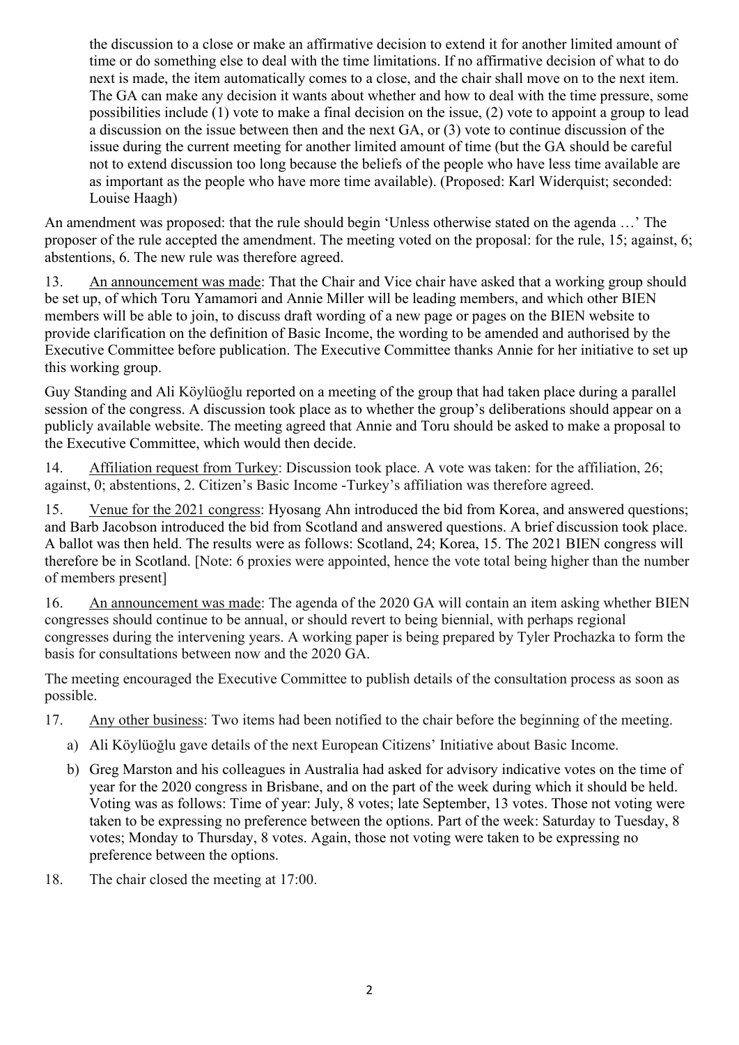the discussion to a close or make an affirmative decision to extend it for another limited amount of time or do something else to deal with the time limitations. If no affirmative decision of what to do next is made, the item automatically comes to a close, and the chair shall move on to the next item. The GA can make any decision it wants about whether and how to deal with the time pressure, some possibilities include (1) vote to make a final decision on the issue, (2) vote to appoint a group to lead a discussion on the issue between then and the next GA, or (3) vote to continue discussion of the issue during the current meeting for another limited amount of time (but the GA should be careful not to extend discussion too long because the beliefs of the people who have less time available are as important as the people who have more time available). (Proposed: Karl Widerquist; seconded: Louise Haagh)

An amendment was proposed: that the rule should begin 'Unless otherwise stated on the agenda …' The proposer of the rule accepted the amendment. The meeting voted on the proposal: for the rule, 15; against, 6; abstentions, 6. The new rule was therefore agreed.

13. An announcement was made: That the Chair and Vice chair have asked that a working group should be set up, of which Toru Yamamori and Annie Miller will be leading members, and which other BIEN members will be able to join, to discuss draft wording of a new page or pages on the BIEN website to provide clarification on the definition of Basic Income, the wording to be amended and authorised by the Executive Committee before publication. The Executive Committee thanks Annie for her initiative to set up this working group.

Guy Standing and Ali Köylüoğlu reported on a meeting of the group that had taken place during a parallel session of the congress. A discussion took place as to whether the group's deliberations should appear on a publicly available website. The meeting agreed that Annie and Toru should be asked to make a proposal to the Executive Committee, which would then decide.

14. Affiliation request from Turkey: Discussion took place. A vote was taken: for the affiliation, 26; against, 0; abstentions, 2. Citizen's Basic Income -Turkey's affiliation was therefore agreed.

15. Venue for the 2021 congress: Hyosang Ahn introduced the bid from Korea, and answered questions; and Barb Jacobson introduced the bid from Scotland and answered questions. A brief discussion took place. A ballot was then held. The results were as follows: Scotland, 24; Korea, 15. The 2021 BIEN congress will therefore be in Scotland. [Note: 6 proxies were appointed, hence the vote total being higher than the number of members present]

16. An announcement was made: The agenda of the 2020 GA will contain an item asking whether BIEN congresses should continue to be annual, or should revert to being biennial, with perhaps regional congresses during the intervening years. A working paper is being prepared by Tyler Prochazka to form the basis for consultations between now and the 2020 GA.

The meeting encouraged the Executive Committee to publish details of the consultation process as soon as possible.

17. Any other business: Two items had been notified to the chair before the beginning of the meeting.

   a) Ali Köylüoğlu gave details of the next European Citizens' Initiative about Basic Income.

   b) Greg Marston and his colleagues in Australia had asked for advisory indicative votes on the time of year for the 2020 congress in Brisbane, and on the part of the week during which it should be held. Voting was as follows: Time of year: July, 8 votes; late September, 13 votes. Those not voting were taken to be expressing no preference between the options. Part of the week: Saturday to Tuesday, 8 votes; Monday to Thursday, 8 votes. Again, those not voting were taken to be expressing no preference between the options.

18. The chair closed the meeting at 17:00.